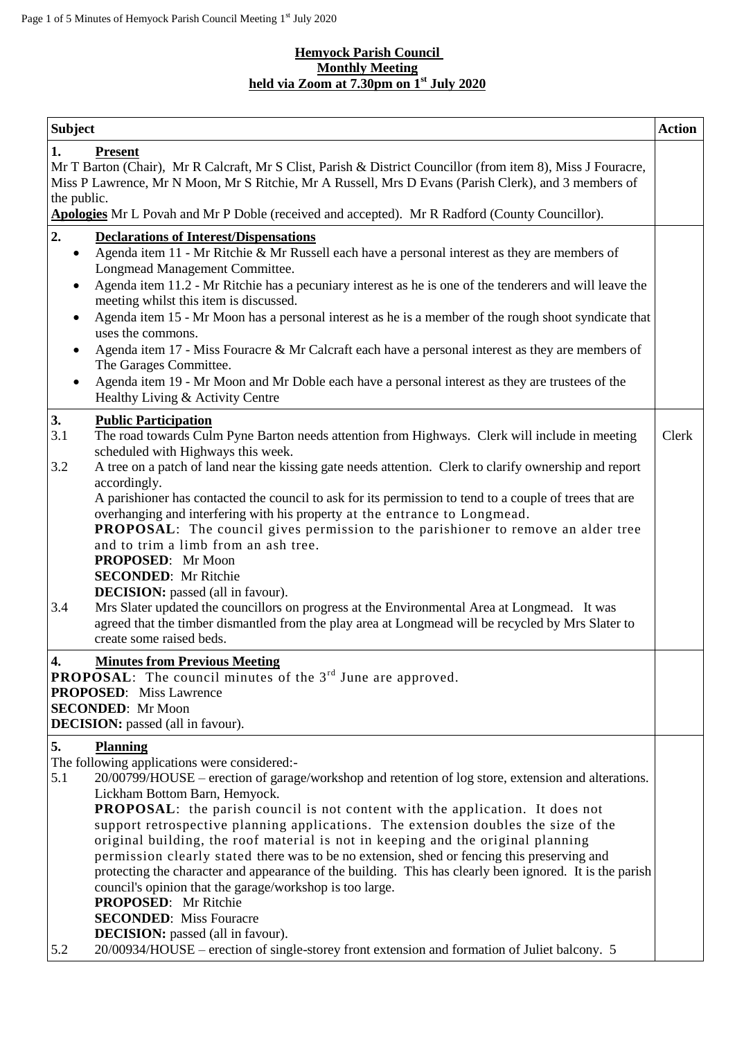# Hemyock Parish Council
## Monthly Meeting
## held via Zoom at 7.30pm on 1st July 2020

| Subject | Action |
|---|---|
| **1. Present**<br>Mr T Barton (Chair), Mr R Calcraft, Mr S Clist, Parish & District Councillor (from item 8), Miss J Fouracre, Miss P Lawrence, Mr N Moon, Mr S Ritchie, Mr A Russell, Mrs D Evans (Parish Clerk), and 3 members of the public.<br>**Apologies** Mr L Povah and Mr P Doble (received and accepted). Mr R Radford (County Councillor). | |
| **2. Declarations of Interest/Dispensations**<br>• Agenda item 11 - Mr Ritchie & Mr Russell each have a personal interest as they are members of Longmead Management Committee.<br>• Agenda item 11.2 - Mr Ritchie has a pecuniary interest as he is one of the tenderers and will leave the meeting whilst this item is discussed.<br>• Agenda item 15 - Mr Moon has a personal interest as he is a member of the rough shoot syndicate that uses the commons.<br>• Agenda item 17 - Miss Fouracre & Mr Calcraft each have a personal interest as they are members of The Garages Committee.<br>• Agenda item 19 - Mr Moon and Mr Doble each have a personal interest as they are trustees of the Healthy Living & Activity Centre | |
| **3. Public Participation**<br>3.1 The road towards Culm Pyne Barton needs attention from Highways. Clerk will include in meeting scheduled with Highways this week.<br>3.2 A tree on a patch of land near the kissing gate needs attention. Clerk to clarify ownership and report accordingly.<br>A parishioner has contacted the council to ask for its permission to tend to a couple of trees that are overhanging and interfering with his property at the entrance to Longmead.<br>**PROPOSAL**: The council gives permission to the parishioner to remove an alder tree and to trim a limb from an ash tree.<br>**PROPOSED**: Mr Moon<br>**SECONDED**: Mr Ritchie<br>**DECISION:** passed (all in favour).<br>3.4 Mrs Slater updated the councillors on progress at the Environmental Area at Longmead. It was agreed that the timber dismantled from the play area at Longmead will be recycled by Mrs Slater to create some raised beds. | Clerk |
| **4. Minutes from Previous Meeting**<br>**PROPOSAL**: The council minutes of the 3rd June are approved.<br>**PROPOSED**: Miss Lawrence<br>**SECONDED**: Mr Moon<br>**DECISION:** passed (all in favour). | |
| **5. Planning**<br>The following applications were considered:-<br>5.1 20/00799/HOUSE – erection of garage/workshop and retention of log store, extension and alterations. Lickham Bottom Barn, Hemyock.<br>**PROPOSAL**: the parish council is not content with the application. It does not support retrospective planning applications. The extension doubles the size of the original building, the roof material is not in keeping and the original planning permission clearly stated there was to be no extension, shed or fencing this preserving and protecting the character and appearance of the building. This has clearly been ignored. It is the parish council's opinion that the garage/workshop is too large.<br>**PROPOSED**: Mr Ritchie<br>**SECONDED**: Miss Fouracre<br>**DECISION:** passed (all in favour).<br>5.2 20/00934/HOUSE – erection of single-storey front extension and formation of Juliet balcony. 5 | |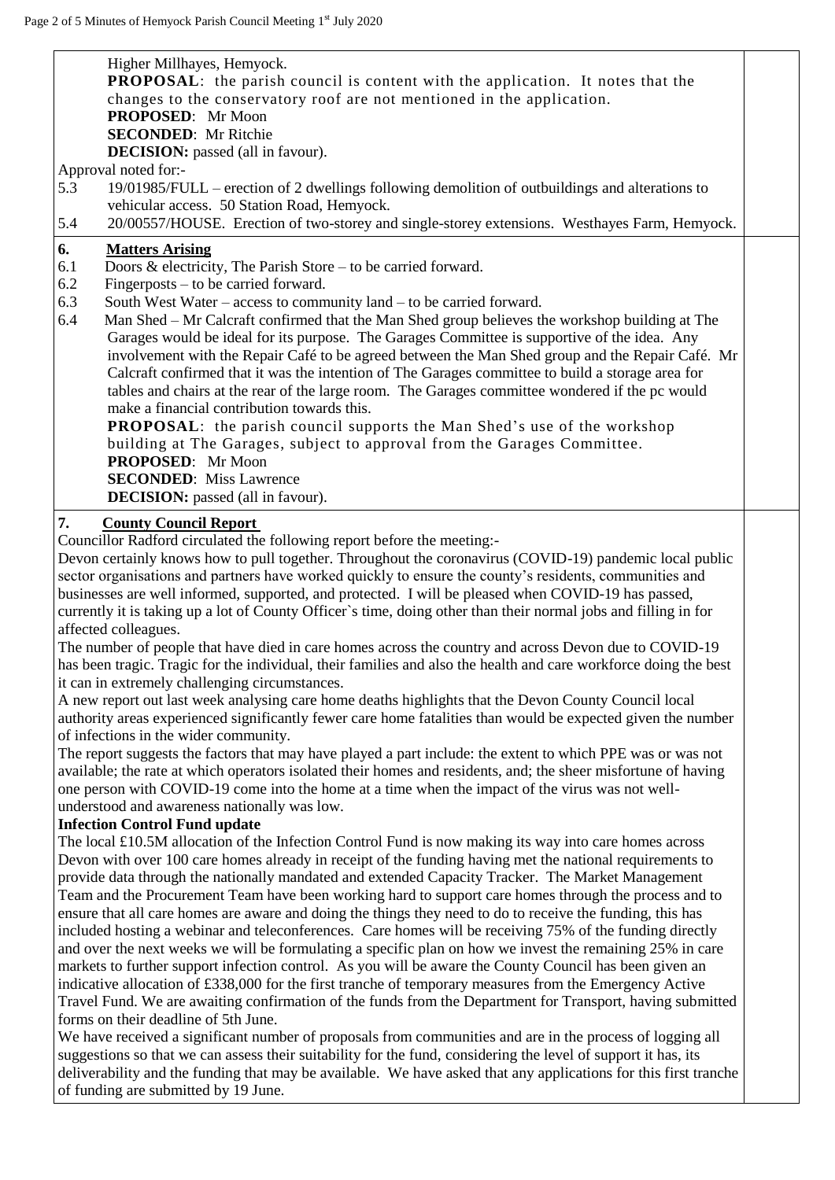Higher Millhayes, Hemyock.

**PROPOSAL**: the parish council is content with the application. It notes that the changes to the conservatory roof are not mentioned in the application.

**PROPOSED**: Mr Moon

**SECONDED**: Mr Ritchie

**DECISION:** passed (all in favour).

Approval noted for:-

5.3 19/01985/FULL – erection of 2 dwellings following demolition of outbuildings and alterations to vehicular access. 50 Station Road, Hemyock.

5.4 20/00557/HOUSE. Erection of two-storey and single-storey extensions. Westhayes Farm, Hemyock.

## 6. Matters Arising

6.1 Doors & electricity, The Parish Store – to be carried forward.

6.2 Fingerposts – to be carried forward.

6.3 South West Water – access to community land – to be carried forward.

6.4 Man Shed – Mr Calcraft confirmed that the Man Shed group believes the workshop building at The Garages would be ideal for its purpose. The Garages Committee is supportive of the idea. Any involvement with the Repair Café to be agreed between the Man Shed group and the Repair Café. Mr Calcraft confirmed that it was the intention of The Garages committee to build a storage area for tables and chairs at the rear of the large room. The Garages committee wondered if the pc would make a financial contribution towards this.

**PROPOSAL**: the parish council supports the Man Shed's use of the workshop building at The Garages, subject to approval from the Garages Committee.

**PROPOSED**: Mr Moon

**SECONDED**: Miss Lawrence

**DECISION:** passed (all in favour).

## 7. County Council Report

Councillor Radford circulated the following report before the meeting:-

Devon certainly knows how to pull together. Throughout the coronavirus (COVID-19) pandemic local public sector organisations and partners have worked quickly to ensure the county's residents, communities and businesses are well informed, supported, and protected. I will be pleased when COVID-19 has passed, currently it is taking up a lot of County Officer`s time, doing other than their normal jobs and filling in for affected colleagues.

The number of people that have died in care homes across the country and across Devon due to COVID-19 has been tragic. Tragic for the individual, their families and also the health and care workforce doing the best it can in extremely challenging circumstances.

A new report out last week analysing care home deaths highlights that the Devon County Council local authority areas experienced significantly fewer care home fatalities than would be expected given the number of infections in the wider community.

The report suggests the factors that may have played a part include: the extent to which PPE was or was not available; the rate at which operators isolated their homes and residents, and; the sheer misfortune of having one person with COVID-19 come into the home at a time when the impact of the virus was not well-understood and awareness nationally was low.

**Infection Control Fund update**

The local £10.5M allocation of the Infection Control Fund is now making its way into care homes across Devon with over 100 care homes already in receipt of the funding having met the national requirements to provide data through the nationally mandated and extended Capacity Tracker. The Market Management Team and the Procurement Team have been working hard to support care homes through the process and to ensure that all care homes are aware and doing the things they need to do to receive the funding, this has included hosting a webinar and teleconferences. Care homes will be receiving 75% of the funding directly and over the next weeks we will be formulating a specific plan on how we invest the remaining 25% in care markets to further support infection control. As you will be aware the County Council has been given an indicative allocation of £338,000 for the first tranche of temporary measures from the Emergency Active Travel Fund. We are awaiting confirmation of the funds from the Department for Transport, having submitted forms on their deadline of 5th June.

We have received a significant number of proposals from communities and are in the process of logging all suggestions so that we can assess their suitability for the fund, considering the level of support it has, its deliverability and the funding that may be available. We have asked that any applications for this first tranche of funding are submitted by 19 June.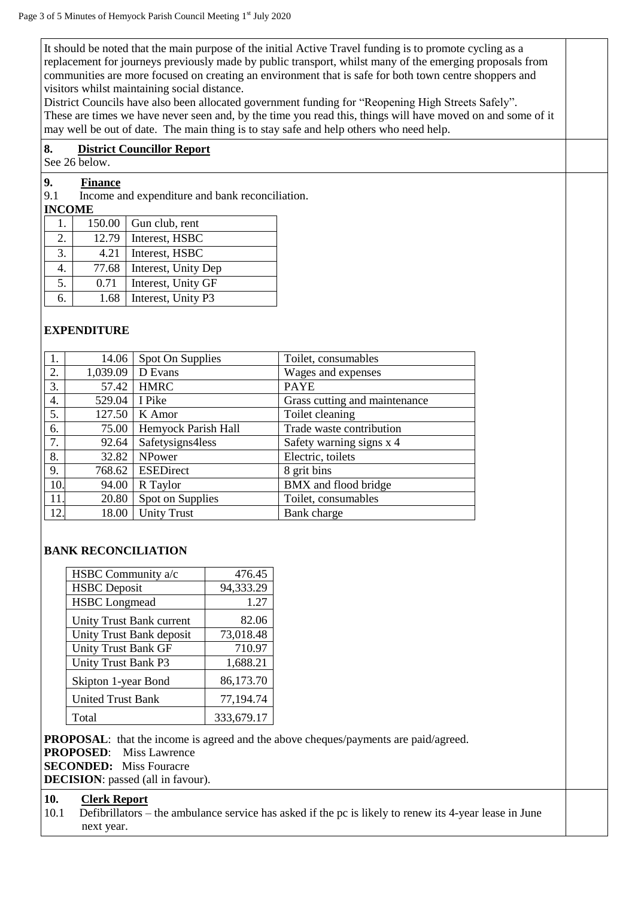It should be noted that the main purpose of the initial Active Travel funding is to promote cycling as a replacement for journeys previously made by public transport, whilst many of the emerging proposals from communities are more focused on creating an environment that is safe for both town centre shoppers and visitors whilst maintaining social distance.
District Councils have also been allocated government funding for "Reopening High Streets Safely".
These are times we have never seen and, by the time you read this, things will have moved on and some of it may well be out of date. The main thing is to stay safe and help others who need help.

**8. District Councillor Report**
See 26 below.

**9. Finance**
9.1 Income and expenditure and bank reconciliation.

**INCOME**

| | | |
|---|---|---|
| 1. | 150.00 | Gun club, rent |
| 2. | 12.79 | Interest, HSBC |
| 3. | 4.21 | Interest, HSBC |
| 4. | 77.68 | Interest, Unity Dep |
| 5. | 0.71 | Interest, Unity GF |
| 6. | 1.68 | Interest, Unity P3 |

**EXPENDITURE**

| | | | |
|---|---|---|---|
| 1. | 14.06 | Spot On Supplies | Toilet, consumables |
| 2. | 1,039.09 | D Evans | Wages and expenses |
| 3. | 57.42 | HMRC | PAYE |
| 4. | 529.04 | I Pike | Grass cutting and maintenance |
| 5. | 127.50 | K Amor | Toilet cleaning |
| 6. | 75.00 | Hemyock Parish Hall | Trade waste contribution |
| 7. | 92.64 | Safetysigns4less | Safety warning signs x 4 |
| 8. | 32.82 | NPower | Electric, toilets |
| 9. | 768.62 | ESEDirect | 8 grit bins |
| 10. | 94.00 | R Taylor | BMX and flood bridge |
| 11. | 20.80 | Spot on Supplies | Toilet, consumables |
| 12. | 18.00 | Unity Trust | Bank charge |

**BANK RECONCILIATION**

| | |
|---|---|
| HSBC Community a/c | 476.45 |
| HSBC Deposit | 94,333.29 |
| HSBC Longmead | 1.27 |
| Unity Trust Bank current | 82.06 |
| Unity Trust Bank deposit | 73,018.48 |
| Unity Trust Bank GF | 710.97 |
| Unity Trust Bank P3 | 1,688.21 |
| Skipton 1-year Bond | 86,173.70 |
| United Trust Bank | 77,194.74 |
| Total | 333,679.17 |

**PROPOSAL**: that the income is agreed and the above cheques/payments are paid/agreed.
**PROPOSED**: Miss Lawrence
**SECONDED:** Miss Fouracre
**DECISION**: passed (all in favour).

**10. Clerk Report**
10.1 Defibrillators – the ambulance service has asked if the pc is likely to renew its 4-year lease in June next year.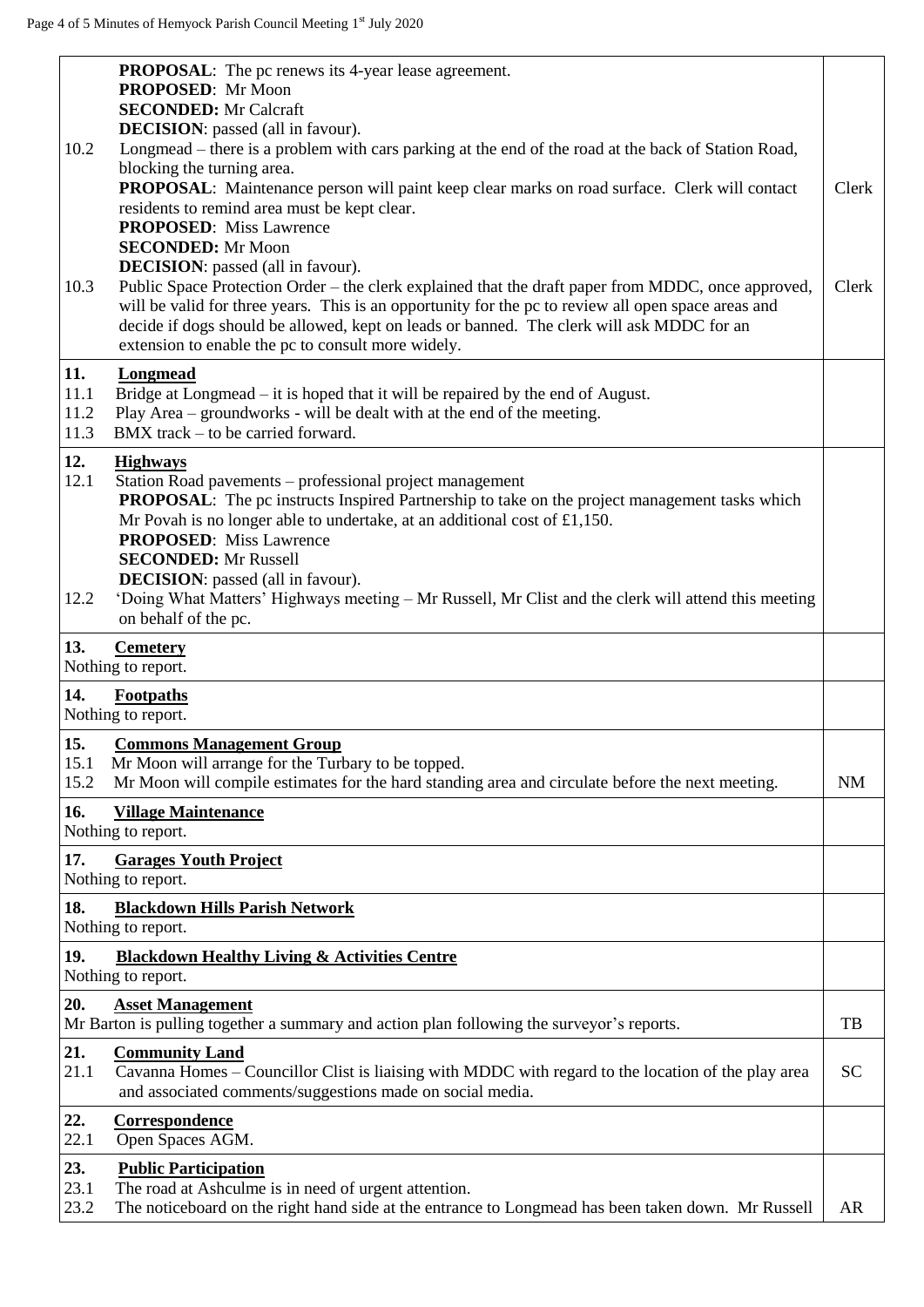| | |
|---|---|
| **PROPOSAL**: The pc renews its 4-year lease agreement.<br>**PROPOSED**: Mr Moon<br>**SECONDED:** Mr Calcraft<br>**DECISION**: passed (all in favour).<br>10.2 Longmead – there is a problem with cars parking at the end of the road at the back of Station Road, blocking the turning area.<br>**PROPOSAL**: Maintenance person will paint keep clear marks on road surface. Clerk will contact residents to remind area must be kept clear.<br>**PROPOSED**: Miss Lawrence<br>**SECONDED:** Mr Moon<br>**DECISION**: passed (all in favour).<br>10.3 Public Space Protection Order – the clerk explained that the draft paper from MDDC, once approved, will be valid for three years. This is an opportunity for the pc to review all open space areas and decide if dogs should be allowed, kept on leads or banned. The clerk will ask MDDC for an extension to enable the pc to consult more widely. | Clerk<br><br>Clerk |
| **11. Longmead**<br>11.1 Bridge at Longmead – it is hoped that it will be repaired by the end of August.<br>11.2 Play Area – groundworks - will be dealt with at the end of the meeting.<br>11.3 BMX track – to be carried forward. | |
| **12. Highways**<br>12.1 Station Road pavements – professional project management<br>**PROPOSAL**: The pc instructs Inspired Partnership to take on the project management tasks which Mr Povah is no longer able to undertake, at an additional cost of £1,150.<br>**PROPOSED**: Miss Lawrence<br>**SECONDED:** Mr Russell<br>**DECISION**: passed (all in favour).<br>12.2 'Doing What Matters' Highways meeting – Mr Russell, Mr Clist and the clerk will attend this meeting on behalf of the pc. | |
| **13. Cemetery**<br>Nothing to report. | |
| **14. Footpaths**<br>Nothing to report. | |
| **15. Commons Management Group**<br>15.1 Mr Moon will arrange for the Turbary to be topped.<br>15.2 Mr Moon will compile estimates for the hard standing area and circulate before the next meeting. | NM |
| **16. Village Maintenance**<br>Nothing to report. | |
| **17. Garages Youth Project**<br>Nothing to report. | |
| **18. Blackdown Hills Parish Network**<br>Nothing to report. | |
| **19. Blackdown Healthy Living & Activities Centre**<br>Nothing to report. | |
| **20. Asset Management**<br>Mr Barton is pulling together a summary and action plan following the surveyor's reports. | TB |
| **21. Community Land**<br>21.1 Cavanna Homes – Councillor Clist is liaising with MDDC with regard to the location of the play area and associated comments/suggestions made on social media. | SC |
| **22. Correspondence**<br>22.1 Open Spaces AGM. | |
| **23. Public Participation**<br>23.1 The road at Ashculme is in need of urgent attention.<br>23.2 The noticeboard on the right hand side at the entrance to Longmead has been taken down. Mr Russell | AR |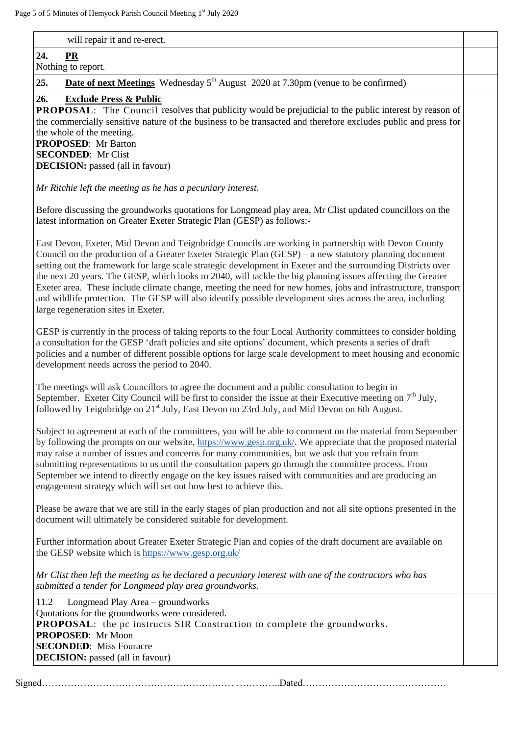will repair it and re-erect.

**24. PR**

Nothing to report.

**25. Date of next Meetings** Wednesday 5th August 2020 at 7.30pm (venue to be confirmed)

**26. Exclude Press & Public**

**PROPOSAL**: The Council resolves that publicity would be prejudicial to the public interest by reason of the commercially sensitive nature of the business to be transacted and therefore excludes public and press for the whole of the meeting.

**PROPOSED**: Mr Barton

**SECONDED**: Mr Clist

**DECISION:** passed (all in favour)

*Mr Ritchie left the meeting as he has a pecuniary interest.*

Before discussing the groundworks quotations for Longmead play area, Mr Clist updated councillors on the latest information on Greater Exeter Strategic Plan (GESP) as follows:-

East Devon, Exeter, Mid Devon and Teignbridge Councils are working in partnership with Devon County Council on the production of a Greater Exeter Strategic Plan (GESP) – a new statutory planning document setting out the framework for large scale strategic development in Exeter and the surrounding Districts over the next 20 years. The GESP, which looks to 2040, will tackle the big planning issues affecting the Greater Exeter area. These include climate change, meeting the need for new homes, jobs and infrastructure, transport and wildlife protection. The GESP will also identify possible development sites across the area, including large regeneration sites in Exeter.

GESP is currently in the process of taking reports to the four Local Authority committees to consider holding a consultation for the GESP 'draft policies and site options' document, which presents a series of draft policies and a number of different possible options for large scale development to meet housing and economic development needs across the period to 2040.

The meetings will ask Councillors to agree the document and a public consultation to begin in September. Exeter City Council will be first to consider the issue at their Executive meeting on 7th July, followed by Teignbridge on 21st July, East Devon on 23rd July, and Mid Devon on 6th August.

Subject to agreement at each of the committees, you will be able to comment on the material from September by following the prompts on our website, https://www.gesp.org.uk/. We appreciate that the proposed material may raise a number of issues and concerns for many communities, but we ask that you refrain from submitting representations to us until the consultation papers go through the committee process. From September we intend to directly engage on the key issues raised with communities and are producing an engagement strategy which will set out how best to achieve this.

Please be aware that we are still in the early stages of plan production and not all site options presented in the document will ultimately be considered suitable for development.

Further information about Greater Exeter Strategic Plan and copies of the draft document are available on the GESP website which is https://www.gesp.org.uk/

*Mr Clist then left the meeting as he declared a pecuniary interest with one of the contractors who has submitted a tender for Longmead play area groundworks.*

11.2 Longmead Play Area – groundworks

Quotations for the groundworks were considered.

**PROPOSAL**: the pc instructs SIR Construction to complete the groundworks.

**PROPOSED**: Mr Moon

**SECONDED**: Miss Fouracre

**DECISION:** passed (all in favour)

Signed…………………………………………………… …………..Dated………………………………………